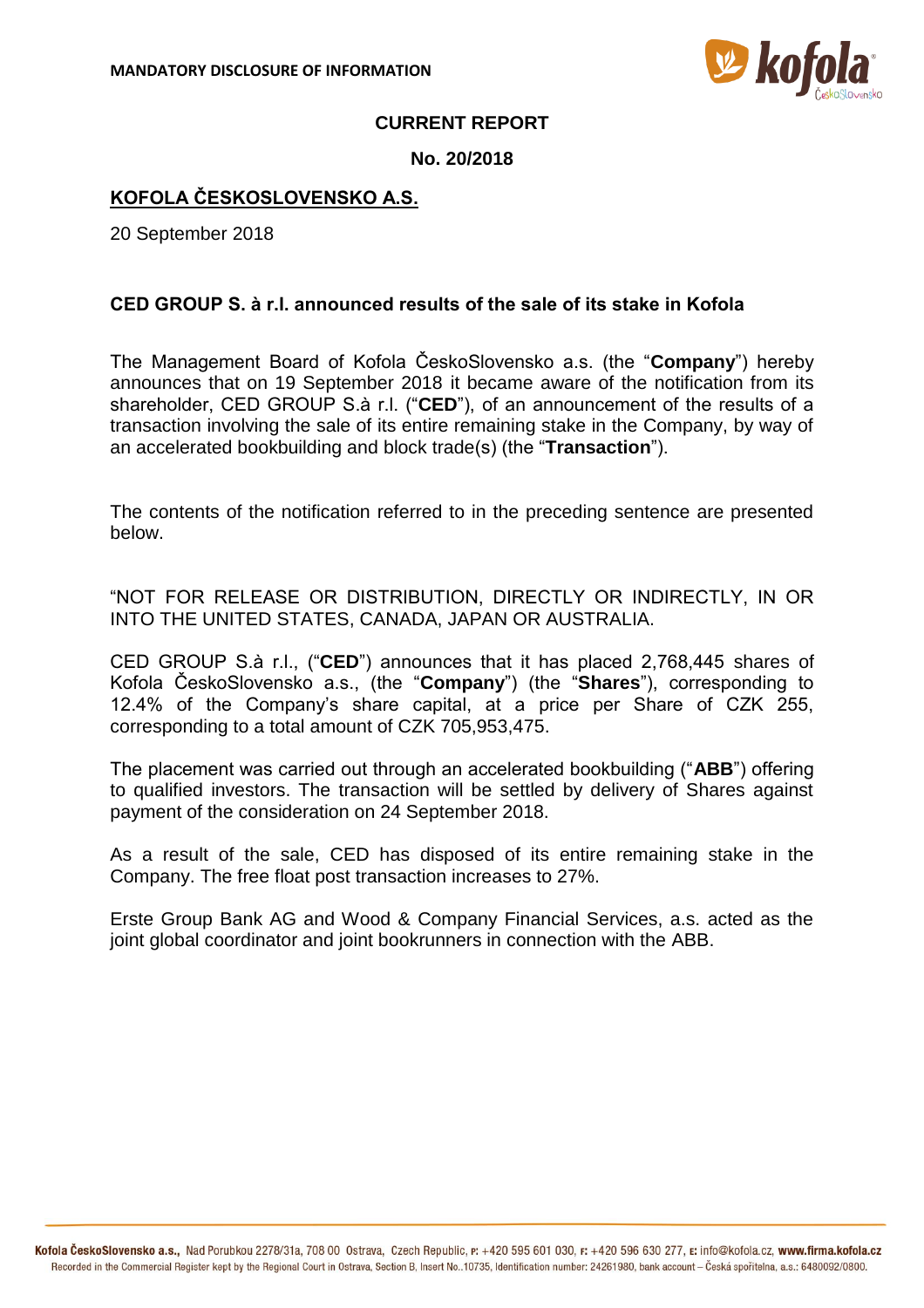**MANDATORY DISCLOSURE OF INFORMATION**

**CURRENT REPORT**

**No. 20/2018**

**KOFOLA ČESKOSLOVENSKO A.S.**

20 September 2018

**CED GROUP S. à r.l. announced results of the sale of its stake in Kofola**

The Management Board of Kofola ČeskoSlovensko a.s. (the "**Company**") hereby announces that on 19 September 2018 it became aware of the notification from its shareholder, CED GROUP S.à r.l. ("**CED**"), of an announcement of the results of a transaction involving the sale of its entire remaining stake in the Company, by way of an accelerated bookbuilding and block trade(s) (the "**Transaction**").

The contents of the notification referred to in the preceding sentence are presented below.

"NOT FOR RELEASE OR DISTRIBUTION, DIRECTLY OR INDIRECTLY, IN OR INTO THE UNITED STATES, CANADA, JAPAN OR AUSTRALIA.

CED GROUP S.à r.l., ("**CED**") announces that it has placed 2,768,445 shares of Kofola ČeskoSlovensko a.s., (the "**Company**") (the "**Shares**"), corresponding to 12.4% of the Company's share capital, at a price per Share of CZK 255, corresponding to a total amount of CZK 705,953,475.

The placement was carried out through an accelerated bookbuilding ("**ABB**") offering to qualified investors. The transaction will be settled by delivery of Shares against payment of the consideration on 24 September 2018.

As a result of the sale, CED has disposed of its entire remaining stake in the Company. The free float post transaction increases to 27%.

Erste Group Bank AG and Wood & Company Financial Services, a.s. acted as the joint global coordinator and joint bookrunners in connection with the ABB.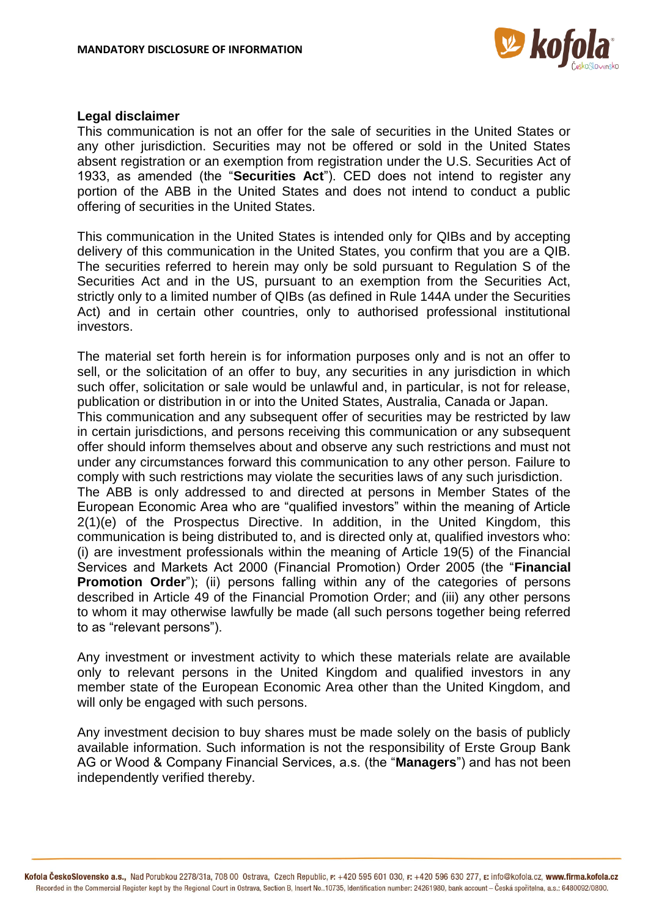## Legal disclaimer

This communication is not an offer for the sale of securities in the United States or any other jurisdiction. Securities may not be offered or sold in the United States absent registration or an exemption from registration under the U.S. Securities Act of 1933, as amended (the "**Securities Act**"). CED does not intend to register any portion of the ABB in the United States and does not intend to conduct a public offering of securities in the United States.

This communication in the United States is intended only for QIBs and by accepting delivery of this communication in the United States, you confirm that you are a QIB. The securities referred to herein may only be sold pursuant to Regulation S of the Securities Act and in the US, pursuant to an exemption from the Securities Act, strictly only to a limited number of QIBs (as defined in Rule 144A under the Securities Act) and in certain other countries, only to authorised professional institutional investors.

The material set forth herein is for information purposes only and is not an offer to sell, or the solicitation of an offer to buy, any securities in any jurisdiction in which such offer, solicitation or sale would be unlawful and, in particular, is not for release, publication or distribution in or into the United States, Australia, Canada or Japan.
This communication and any subsequent offer of securities may be restricted by law in certain jurisdictions, and persons receiving this communication or any subsequent offer should inform themselves about and observe any such restrictions and must not under any circumstances forward this communication to any other person. Failure to comply with such restrictions may violate the securities laws of any such jurisdiction.
The ABB is only addressed to and directed at persons in Member States of the European Economic Area who are "qualified investors" within the meaning of Article 2(1)(e) of the Prospectus Directive. In addition, in the United Kingdom, this communication is being distributed to, and is directed only at, qualified investors who: (i) are investment professionals within the meaning of Article 19(5) of the Financial Services and Markets Act 2000 (Financial Promotion) Order 2005 (the "**Financial Promotion Order**"); (ii) persons falling within any of the categories of persons described in Article 49 of the Financial Promotion Order; and (iii) any other persons to whom it may otherwise lawfully be made (all such persons together being referred to as "relevant persons").

Any investment or investment activity to which these materials relate are available only to relevant persons in the United Kingdom and qualified investors in any member state of the European Economic Area other than the United Kingdom, and will only be engaged with such persons.

Any investment decision to buy shares must be made solely on the basis of publicly available information. Such information is not the responsibility of Erste Group Bank AG or Wood & Company Financial Services, a.s. (the "**Managers**") and has not been independently verified thereby.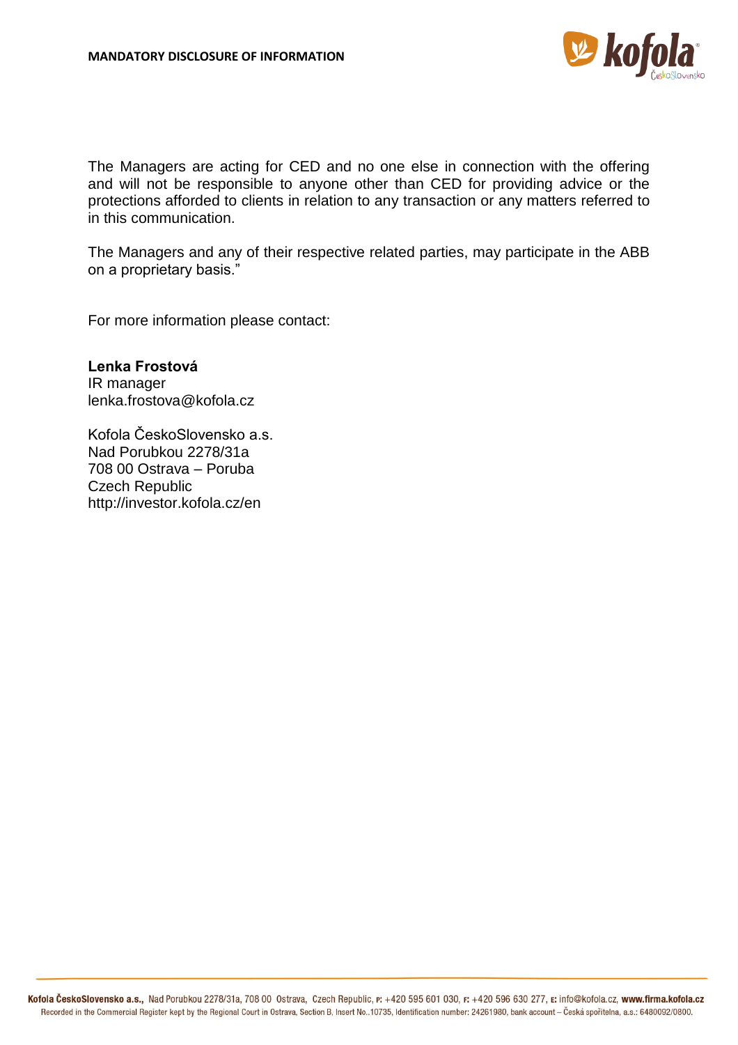The Managers are acting for CED and no one else in connection with the offering and will not be responsible to anyone other than CED for providing advice or the protections afforded to clients in relation to any transaction or any matters referred to in this communication.

The Managers and any of their respective related parties, may participate in the ABB on a proprietary basis."

For more information please contact:

**Lenka Frostová**
IR manager
lenka.frostova@kofola.cz

Kofola ČeskoSlovensko a.s.
Nad Porubkou 2278/31a
708 00 Ostrava – Poruba
Czech Republic
http://investor.kofola.cz/en